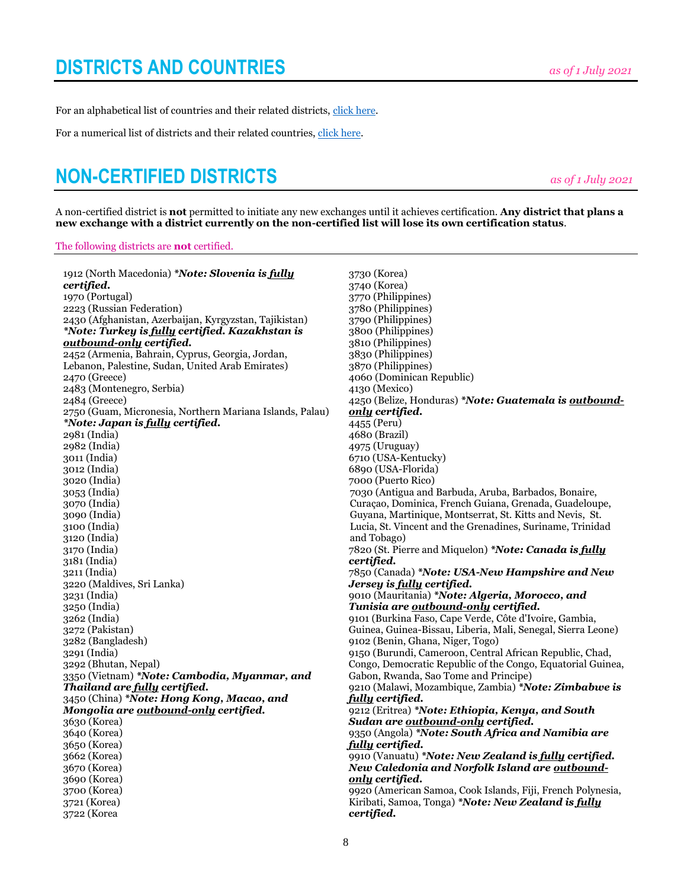# DISTRICTS AND COUNTRIES

*as of 1 July 2021*

For an alphabetical list of countries and their related districts, click here.

For a numerical list of districts and their related countries, click here.

# NON-CERTIFIED DISTRICTS

*as of 1 July 2021*

A non-certified district is **not** permitted to initiate any new exchanges until it achieves certification. **Any district that plans a new exchange with a district currently on the non-certified list will lose its own certification status**.

The following districts are **not** certified.

1912 (North Macedonia) ***\*Note: Slovenia is <u>fully</u> certified.***
1970 (Portugal)
2223 (Russian Federation)
2430 (Afghanistan, Azerbaijan, Kyrgyzstan, Tajikistan) ***\*Note: Turkey is <u>fully</u> certified. Kazakhstan is <u>outbound-only</u> certified.***
2452 (Armenia, Bahrain, Cyprus, Georgia, Jordan, Lebanon, Palestine, Sudan, United Arab Emirates)
2470 (Greece)
2483 (Montenegro, Serbia)
2484 (Greece)
2750 (Guam, Micronesia, Northern Mariana Islands, Palau) ***\*Note: Japan is <u>fully</u> certified.***
2981 (India)
2982 (India)
3011 (India)
3012 (India)
3020 (India)
3053 (India)
3070 (India)
3090 (India)
3100 (India)
3120 (India)
3170 (India)
3181 (India)
3211 (India)
3220 (Maldives, Sri Lanka)
3231 (India)
3250 (India)
3262 (India)
3272 (Pakistan)
3282 (Bangladesh)
3291 (India)
3292 (Bhutan, Nepal)
3350 (Vietnam) ***\*Note: Cambodia, Myanmar, and Thailand are <u>fully</u> certified.***
3450 (China) ***\*Note: Hong Kong, Macao, and Mongolia are <u>outbound-only</u> certified.***
3630 (Korea)
3640 (Korea)
3650 (Korea)
3662 (Korea)
3670 (Korea)
3690 (Korea)
3700 (Korea)
3721 (Korea)
3722 (Korea
3730 (Korea)
3740 (Korea)
3770 (Philippines)
3780 (Philippines)
3790 (Philippines)
3800 (Philippines)
3810 (Philippines)
3830 (Philippines)
3870 (Philippines)
4060 (Dominican Republic)
4130 (Mexico)
4250 (Belize, Honduras) ***\*Note: Guatemala is <u>outbound-only</u> certified.***
4455 (Peru)
4680 (Brazil)
4975 (Uruguay)
6710 (USA-Kentucky)
6890 (USA-Florida)
7000 (Puerto Rico)
7030 (Antigua and Barbuda, Aruba, Barbados, Bonaire, Curaçao, Dominica, French Guiana, Grenada, Guadeloupe, Guyana, Martinique, Montserrat, St. Kitts and Nevis, St. Lucia, St. Vincent and the Grenadines, Suriname, Trinidad and Tobago)
7820 (St. Pierre and Miquelon) ***\*Note: Canada is <u>fully</u> certified.***
7850 (Canada) ***\*Note: USA-New Hampshire and New Jersey is <u>fully</u> certified.***
9010 (Mauritania) ***\*Note: Algeria, Morocco, and Tunisia are <u>outbound-only</u> certified.***
9101 (Burkina Faso, Cape Verde, Côte d'Ivoire, Gambia, Guinea, Guinea-Bissau, Liberia, Mali, Senegal, Sierra Leone)
9102 (Benin, Ghana, Niger, Togo)
9150 (Burundi, Cameroon, Central African Republic, Chad, Congo, Democratic Republic of the Congo, Equatorial Guinea, Gabon, Rwanda, Sao Tome and Principe)
9210 (Malawi, Mozambique, Zambia) ***\*Note: Zimbabwe is <u>fully</u> certified.***
9212 (Eritrea) ***\*Note: Ethiopia, Kenya, and South Sudan are <u>outbound-only</u> certified.***
9350 (Angola) ***\*Note: South Africa and Namibia are <u>fully</u> certified.***
9910 (Vanuatu) ***\*Note: New Zealand is <u>fully</u> certified. New Caledonia and Norfolk Island are <u>outbound-only</u> certified.***
9920 (American Samoa, Cook Islands, Fiji, French Polynesia, Kiribati, Samoa, Tonga) ***\*Note: New Zealand is <u>fully</u> certified.***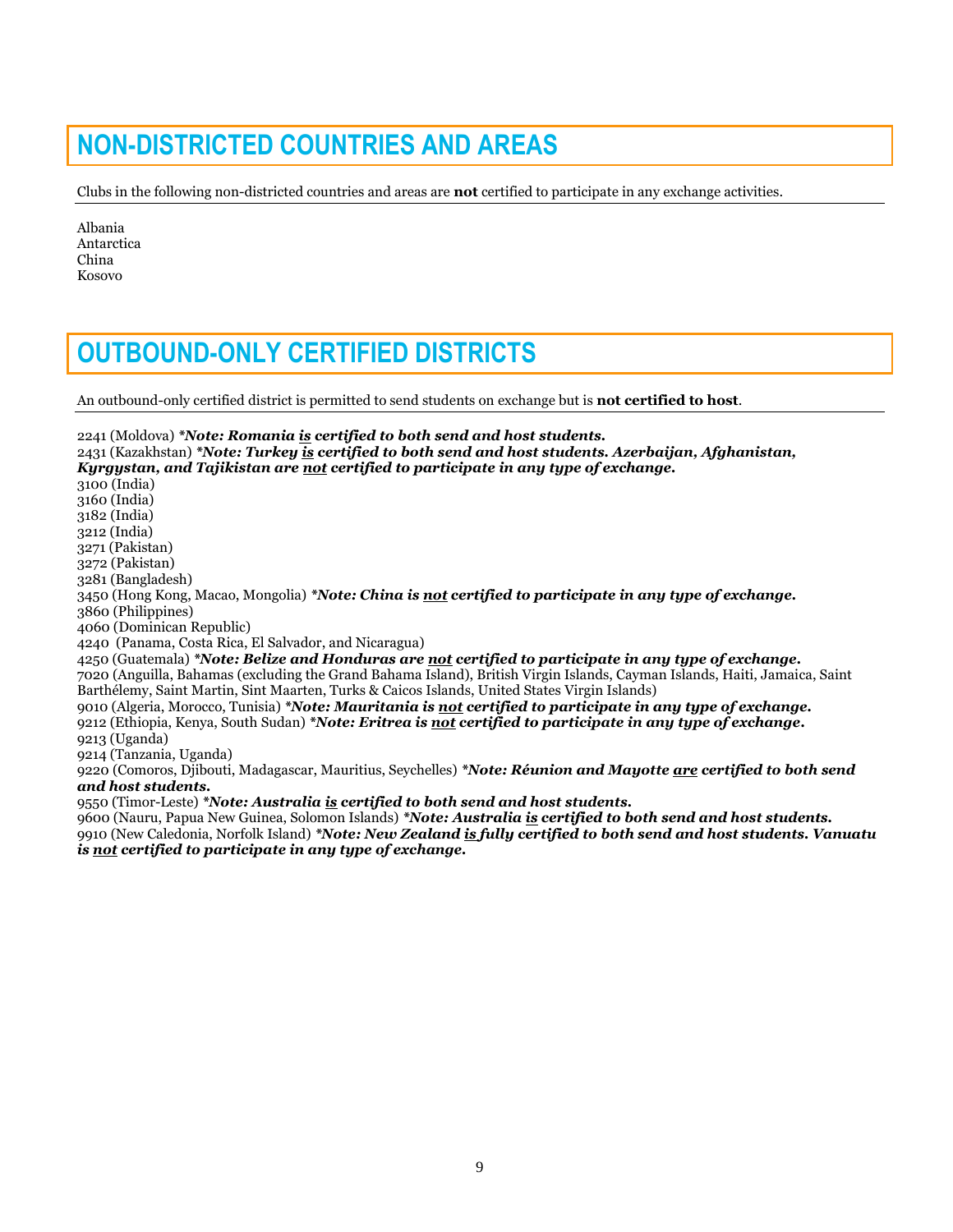## NON-DISTRICTED COUNTRIES AND AREAS

Clubs in the following non-districted countries and areas are **not** certified to participate in any exchange activities.

Albania
Antarctica
China
Kosovo

## OUTBOUND-ONLY CERTIFIED DISTRICTS

An outbound-only certified district is permitted to send students on exchange but is **not certified to host**.

2241 (Moldova) ***Note: Romania is certified to both send and host students.***
2431 (Kazakhstan) ***Note: Turkey is certified to both send and host students. Azerbaijan, Afghanistan, Kyrgystan, and Tajikistan are not certified to participate in any type of exchange.***
3100 (India)
3160 (India)
3182 (India)
3212 (India)
3271 (Pakistan)
3272 (Pakistan)
3281 (Bangladesh)
3450 (Hong Kong, Macao, Mongolia) ***Note: China is not certified to participate in any type of exchange.***
3860 (Philippines)
4060 (Dominican Republic)
4240 (Panama, Costa Rica, El Salvador, and Nicaragua)
4250 (Guatemala) ***Note: Belize and Honduras are not certified to participate in any type of exchange.***
7020 (Anguilla, Bahamas (excluding the Grand Bahama Island), British Virgin Islands, Cayman Islands, Haiti, Jamaica, Saint Barthélemy, Saint Martin, Sint Maarten, Turks & Caicos Islands, United States Virgin Islands)
9010 (Algeria, Morocco, Tunisia) ***Note: Mauritania is not certified to participate in any type of exchange.***
9212 (Ethiopia, Kenya, South Sudan) ***Note: Eritrea is not certified to participate in any type of exchange.***
9213 (Uganda)
9214 (Tanzania, Uganda)
9220 (Comoros, Djibouti, Madagascar, Mauritius, Seychelles) ***Note: Réunion and Mayotte are certified to both send and host students.***
9550 (Timor-Leste) ***Note: Australia is certified to both send and host students.***
9600 (Nauru, Papua New Guinea, Solomon Islands) ***Note: Australia is certified to both send and host students.***
9910 (New Caledonia, Norfolk Island) ***Note: New Zealand is fully certified to both send and host students. Vanuatu is not certified to participate in any type of exchange.***